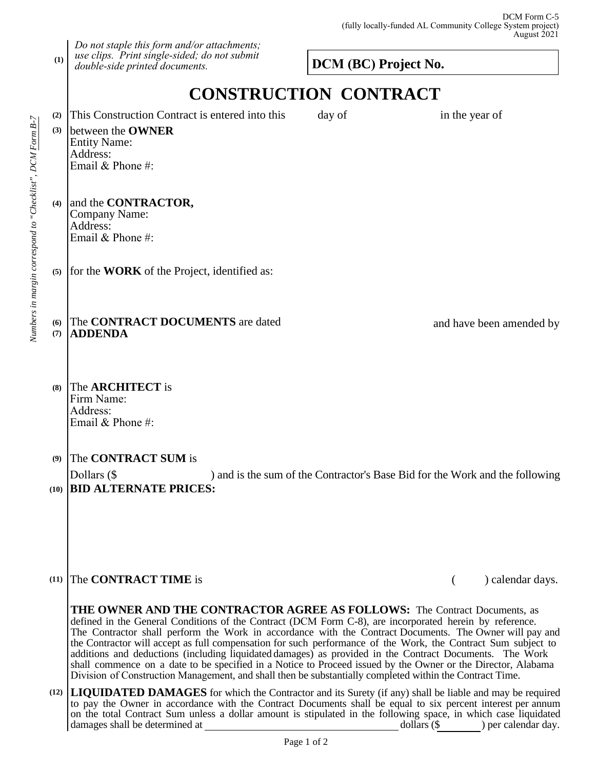DCM Form C-5
(fully locally-funded AL Community College System project)
August 2021

*Numbers in margin correspond to "Checklist", DCM Form B-7*

(1) *Do not staple this form and/or attachments; use clips. Print single-sided; do not submit double-side printed documents.*

**DCM (BC) Project No.**

# CONSTRUCTION CONTRACT

(2) This Construction Contract is entered into this day of in the year of

(3) between the **OWNER**
Entity Name:
Address:
Email & Phone #:

(4) and the **CONTRACTOR,**
Company Name:
Address:
Email & Phone #:

(5) for the **WORK** of the Project, identified as:

(6) The **CONTRACT DOCUMENTS** are dated and have been amended by
(7) **ADDENDA**

(8) The **ARCHITECT** is
Firm Name:
Address:
Email & Phone #:

(9) The **CONTRACT SUM** is
Dollars ($ ) and is the sum of the Contractor's Base Bid for the Work and the following
(10) **BID ALTERNATE PRICES:**

(11) The **CONTRACT TIME** is ( ) calendar days.

**THE OWNER AND THE CONTRACTOR AGREE AS FOLLOWS:** The Contract Documents, as defined in the General Conditions of the Contract (DCM Form C-8), are incorporated herein by reference. The Contractor shall perform the Work in accordance with the Contract Documents. The Owner will pay and the Contractor will accept as full compensation for such performance of the Work, the Contract Sum subject to additions and deductions (including liquidated damages) as provided in the Contract Documents. The Work shall commence on a date to be specified in a Notice to Proceed issued by the Owner or the Director, Alabama Division of Construction Management, and shall then be substantially completed within the Contract Time.

(12) **LIQUIDATED DAMAGES** for which the Contractor and its Surety (if any) shall be liable and may be required to pay the Owner in accordance with the Contract Documents shall be equal to six percent interest per annum on the total Contract Sum unless a dollar amount is stipulated in the following space, in which case liquidated damages shall be determined at ____________________ dollars ($________) per calendar day.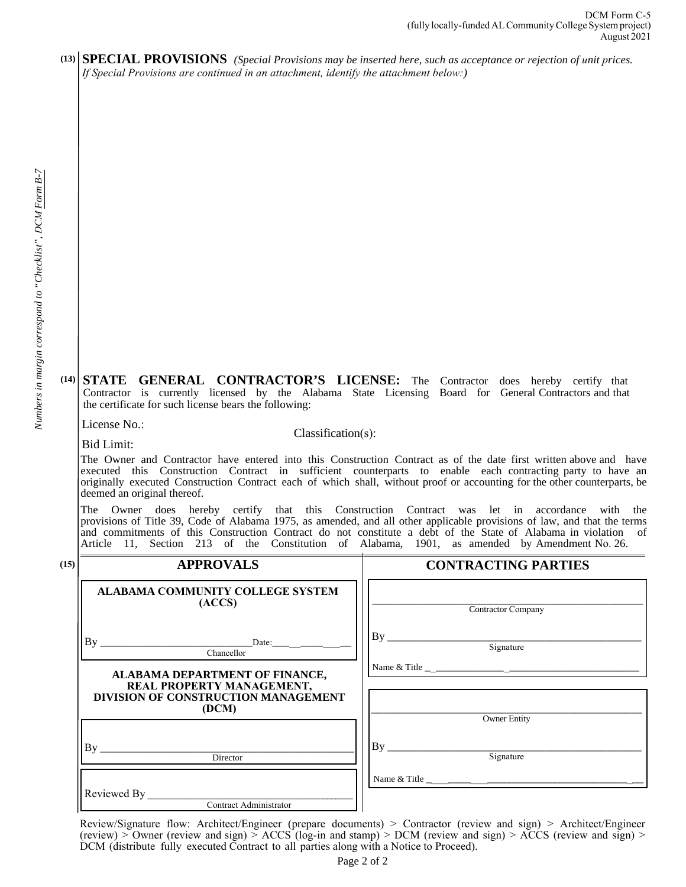**(13) SPECIAL PROVISIONS** *(Special Provisions may be inserted here, such as acceptance or rejection of unit prices. If Special Provisions are continued in an attachment, identify the attachment below:)*

*Numbers in margin correspond to "Checklist", DCM Form B-7*

**(14) STATE GENERAL CONTRACTOR'S LICENSE:** The Contractor does hereby certify that Contractor is currently licensed by the Alabama State Licensing Board for General Contractors and that the certificate for such license bears the following:

License No.:

Classification(s):

Bid Limit:

The Owner and Contractor have entered into this Construction Contract as of the date first written above and have executed this Construction Contract in sufficient counterparts to enable each contracting party to have an originally executed Construction Contract each of which shall, without proof or accounting for the other counterparts, be deemed an original thereof.

The Owner does hereby certify that this Construction Contract was let in accordance with the provisions of Title 39, Code of Alabama 1975, as amended, and all other applicable provisions of law, and that the terms and commitments of this Construction Contract do not constitute a debt of the State of Alabama in violation of Article 11, Section 213 of the Constitution of Alabama, 1901, as amended by Amendment No. 26.

**(15)**

| APPROVALS | CONTRACTING PARTIES |
|---|---|
| **ALABAMA COMMUNITY COLLEGE SYSTEM (ACCS)** | \_\_\_\_\_\_\_\_\_\_\_\_\_\_\_\_\_\_\_\_ Contractor Company |
| By \_\_\_\_\_\_\_\_\_\_\_\_\_\_\_\_\_\_ Date:\_\_\_\_\_\_\_\_ Chancellor | By \_\_\_\_\_\_\_\_\_\_\_\_\_\_\_\_\_\_\_\_ Signature |
| | Name & Title \_\_\_\_\_\_\_\_\_\_\_\_\_\_\_\_\_\_\_\_ |
| **ALABAMA DEPARTMENT OF FINANCE, REAL PROPERTY MANAGEMENT, DIVISION OF CONSTRUCTION MANAGEMENT (DCM)** | \_\_\_\_\_\_\_\_\_\_\_\_\_\_\_\_\_\_\_\_ Owner Entity |
| By \_\_\_\_\_\_\_\_\_\_\_\_\_\_\_\_\_\_\_\_ Director | By \_\_\_\_\_\_\_\_\_\_\_\_\_\_\_\_\_\_\_\_ Signature |
| Reviewed By \_\_\_\_\_\_\_\_\_\_\_\_\_\_\_\_\_\_\_\_ Contract Administrator | Name & Title \_\_\_\_\_\_\_\_\_\_\_\_\_\_\_\_\_\_\_\_ |

Review/Signature flow: Architect/Engineer (prepare documents) > Contractor (review and sign) > Architect/Engineer (review) > Owner (review and sign) > ACCS (log-in and stamp) > DCM (review and sign) > ACCS (review and sign) > DCM (distribute fully executed Contract to all parties along with a Notice to Proceed).